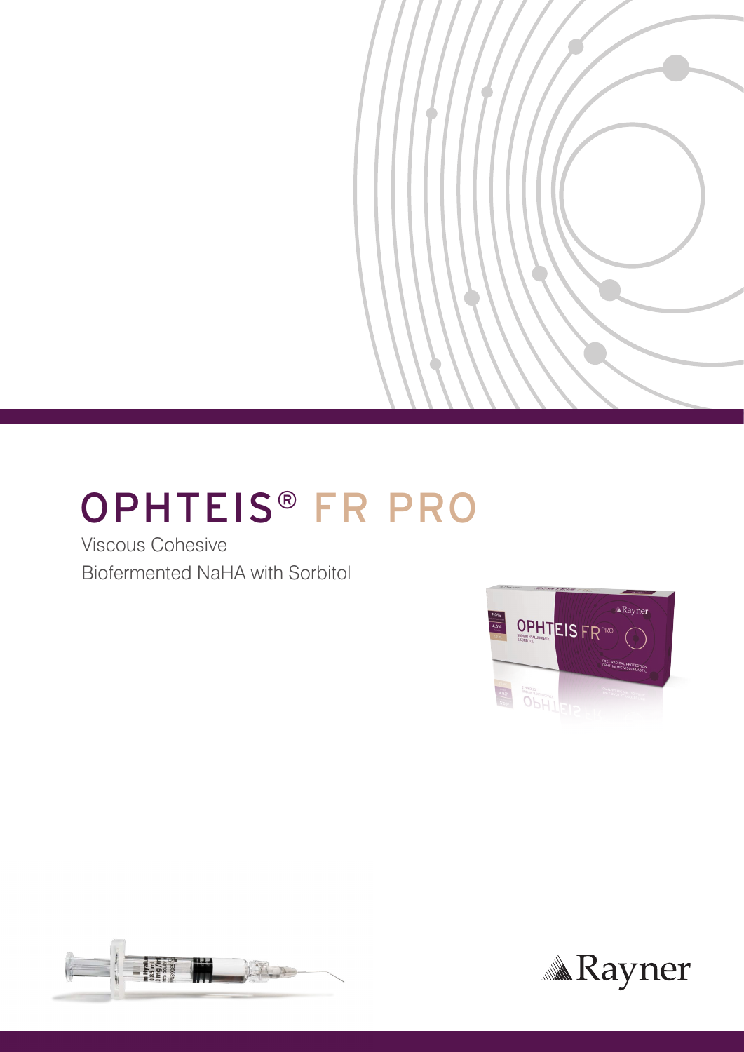# OPHTEIS® FR PRO

Viscous Cohesive

Biofermented NaHA with Sorbitol

Rayner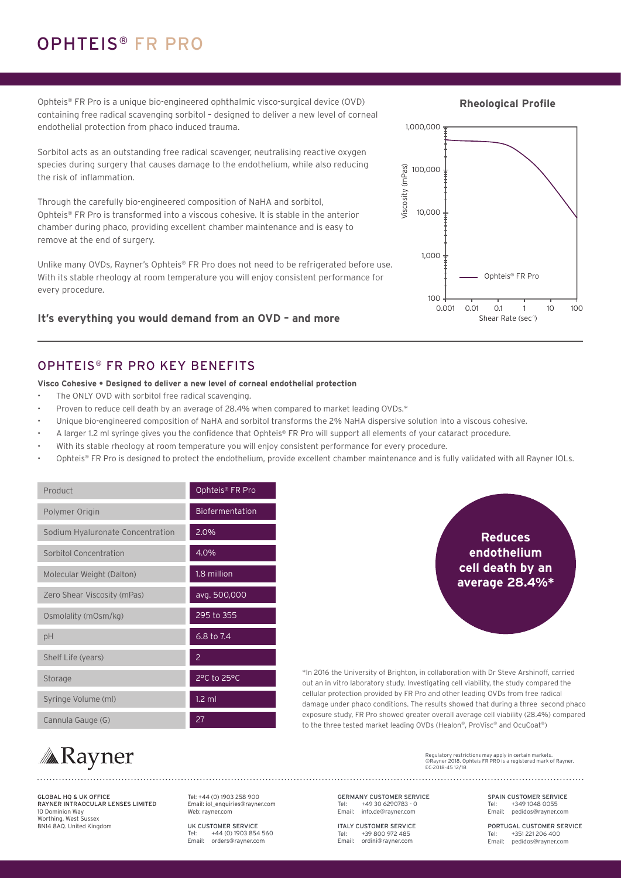# OPHTEIS® FR PRO

Ophteis® FR Pro is a unique bio-engineered ophthalmic visco-surgical device (OVD) containing free radical scavenging sorbitol – designed to deliver a new level of corneal endothelial protection from phaco induced trauma.

Sorbitol acts as an outstanding free radical scavenger, neutralising reactive oxygen species during surgery that causes damage to the endothelium, while also reducing the risk of inflammation.

Through the carefully bio-engineered composition of NaHA and sorbitol, Ophteis® FR Pro is transformed into a viscous cohesive. It is stable in the anterior chamber during phaco, providing excellent chamber maintenance and is easy to remove at the end of surgery.

Unlike many OVDs, Rayner's Ophteis® FR Pro does not need to be refrigerated before use. With its stable rheology at room temperature you will enjoy consistent performance for every procedure.

**It's everything you would demand from an OVD – and more**

**Rheological Profile**

Viscosity (mPas)

1,000,000

100,000

10,000

1,000

100

0.001 0.01 0.1 1 10 100

Shear Rate ($sec^{-1}$)

Ophteis® FR Pro

## OPHTEIS® FR PRO KEY BENEFITS

**Visco Cohesive • Designed to deliver a new level of corneal endothelial protection**

- The ONLY OVD with sorbitol free radical scavenging.
- Proven to reduce cell death by an average of 28.4% when compared to market leading OVDs.*
- Unique bio-engineered composition of NaHA and sorbitol transforms the 2% NaHA dispersive solution into a viscous cohesive.
- A larger 1.2 ml syringe gives you the confidence that Ophteis® FR Pro will support all elements of your cataract procedure.
- With its stable rheology at room temperature you will enjoy consistent performance for every procedure.
- Ophteis® FR Pro is designed to protect the endothelium, provide excellent chamber maintenance and is fully validated with all Rayner IOLs.

| Product | Ophteis® FR Pro |
|---|---|
| Polymer Origin | Biofermentation |
| Sodium Hyaluronate Concentration | 2.0% |
| Sorbitol Concentration | 4.0% |
| Molecular Weight (Dalton) | 1.8 million |
| Zero Shear Viscosity (mPas) | avg. 500,000 |
| Osmolality (mOsm/kg) | 295 to 355 |
| pH | 6.8 to 7.4 |
| Shelf Life (years) | 2 |
| Storage | 2°C to 25°C |
| Syringe Volume (ml) | 1.2 ml |
| Cannula Gauge (G) | 27 |

**Reduces endothelium cell death by an average 28.4%***

*In 2016 the University of Brighton, in collaboration with Dr Steve Arshinoff, carried out an in vitro laboratory study. Investigating cell viability, the study compared the cellular protection provided by FR Pro and other leading OVDs from free radical damage under phaco conditions. The results showed that during a three second phaco exposure study, FR Pro showed greater overall average cell viability (28.4%) compared to the three tested market leading OVDs (Healon®, ProVisc® and OcuCoat®)

Rayner

Regulatory restrictions may apply in certain markets.
©Rayner 2018. Ophteis FR PRO is a registered mark of Rayner.
EC-2018-45 12/18

GLOBAL HQ & UK OFFICE
RAYNER INTRAOCULAR LENSES LIMITED
10 Dominion Way
Worthing, West Sussex
BN14 8AQ. United Kingdom

Tel: +44 (0) 1903 258 900
Email: iol_enquiries@rayner.com
Web: rayner.com

UK CUSTOMER SERVICE
Tel: +44 (0) 1903 854 560
Email: orders@rayner.com

GERMANY CUSTOMER SERVICE
Tel: +49 30 6290783 - 0
Email: info.de@rayner.com

ITALY CUSTOMER SERVICE
Tel: +39 800 972 485
Email: ordini@rayner.com

SPAIN CUSTOMER SERVICE
Tel: +349 1048 0055
Email: pedidos@rayner.com

PORTUGAL CUSTOMER SERVICE
Tel: +351 221 206 400
Email: pedidos@rayner.com